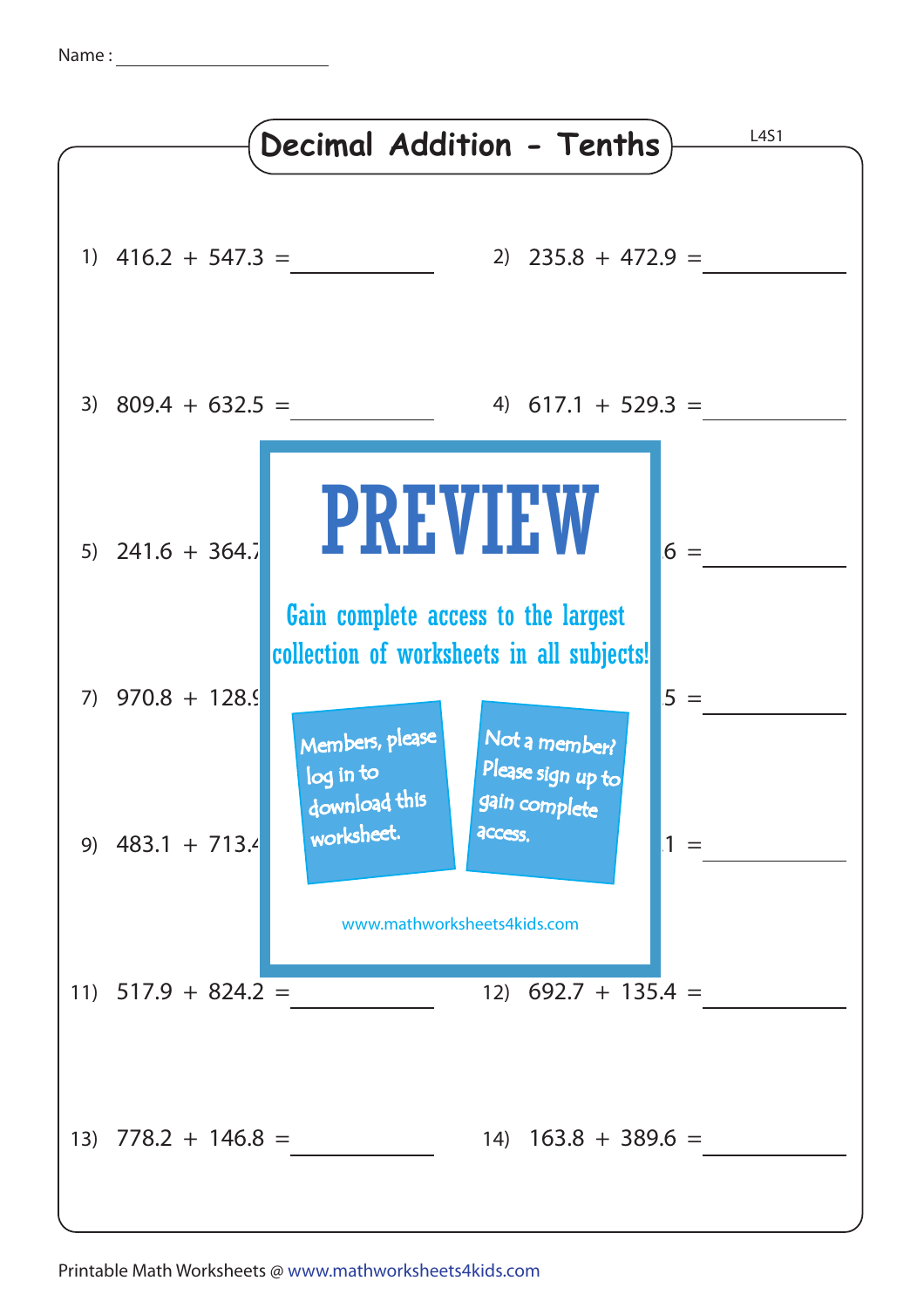Name : ____________________

# Decimal Addition - Tenths

L4S1

1) 416.2 + 547.3 = __________

2) 235.8 + 472.9 = __________

3) 809.4 + 632.5 = __________

4) 617.1 + 529.3 = __________

5) 241.6 + 364.7 __________

6) 6 = __________

7) 970.8 + 128.9 __________

8) 5 = __________

9) 483.1 + 713.4 __________

10) 1 = __________

**PREVIEW**

Gain complete access to the largest collection of worksheets in all subjects!

Members, please log in to download this worksheet.

Not a member? Please sign up to gain complete access.

www.mathworksheets4kids.com

11) 517.9 + 824.2 = __________

12) 692.7 + 135.4 = __________

13) 778.2 + 146.8 = __________

14) 163.8 + 389.6 = __________

Printable Math Worksheets @ www.mathworksheets4kids.com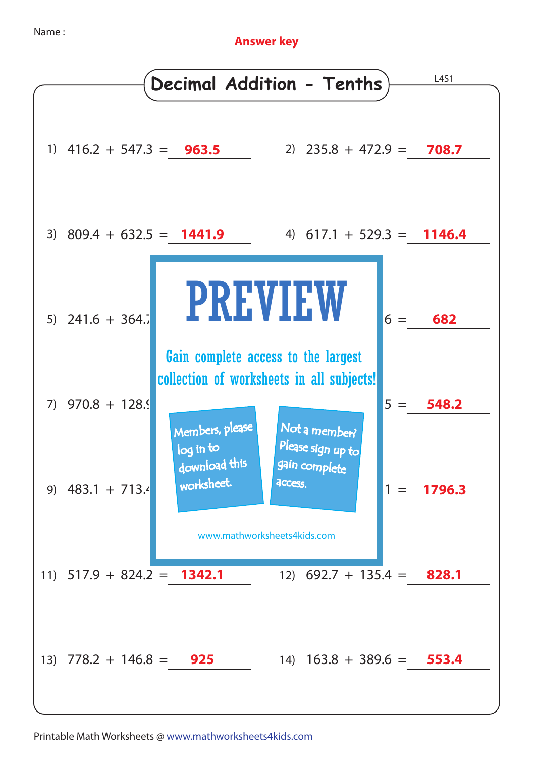Name : ____________________

**Answer key**

# Decimal Addition - Tenths

L4S1

1) 416.2 + 547.3 = **963.5**

2) 235.8 + 472.9 = **708.7**

3) 809.4 + 632.5 = **1441.9**

4) 617.1 + 529.3 = **1146.4**

5) 241.6 + 364.7

6) 6 = **682**

7) 970.8 + 128.9

8) 5 = **548.2**

9) 483.1 + 713.4

10) 1 = **1796.3**

PREVIEW

Gain complete access to the largest collection of worksheets in all subjects!

Members, please log in to download this worksheet.

Not a member? Please sign up to gain complete access.

www.mathworksheets4kids.com

11) 517.9 + 824.2 = **1342.1**

12) 692.7 + 135.4 = **828.1**

13) 778.2 + 146.8 = **925**

14) 163.8 + 389.6 = **553.4**

Printable Math Worksheets @ www.mathworksheets4kids.com